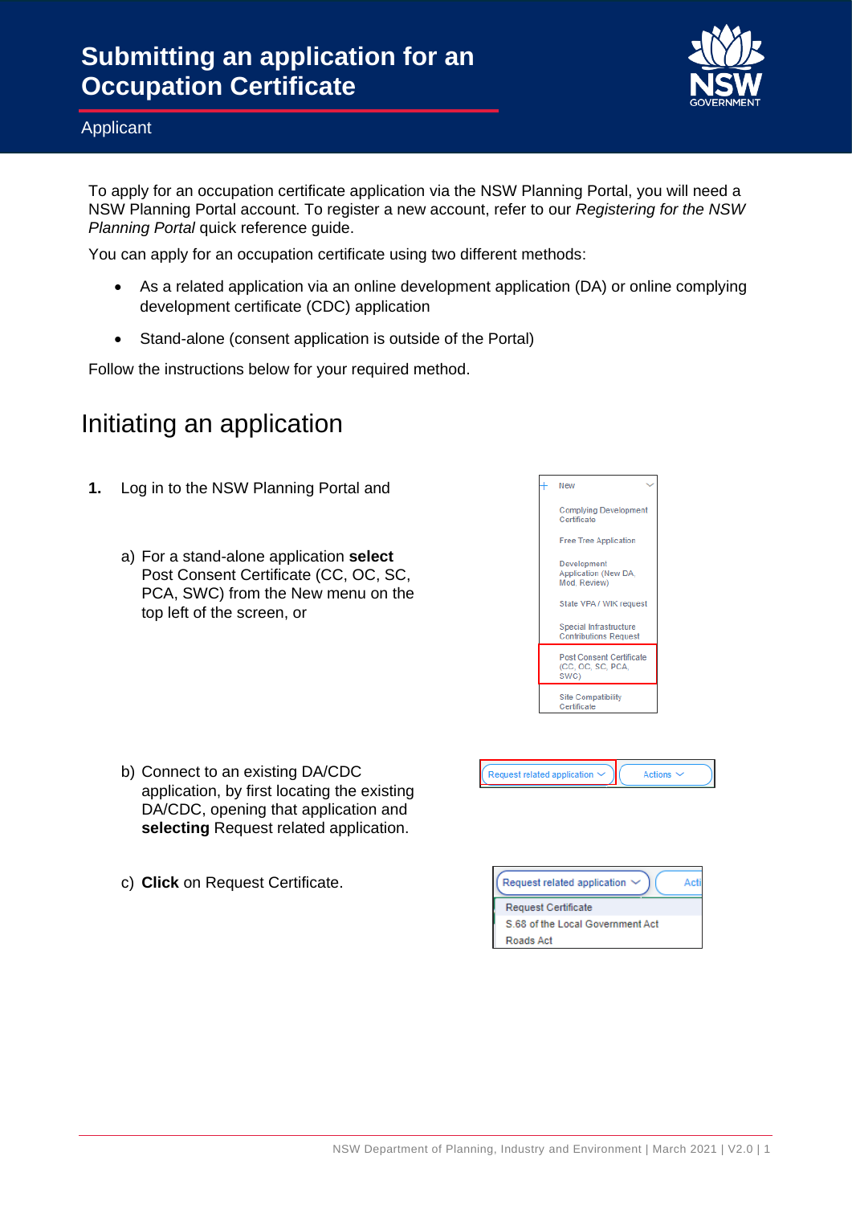# Submitting an application for an Occupation Certificate

Applicant

To apply for an occupation certificate application via the NSW Planning Portal, you will need a NSW Planning Portal account. To register a new account, refer to our *Registering for the NSW Planning Portal* quick reference guide.

You can apply for an occupation certificate using two different methods:

- As a related application via an online development application (DA) or online complying development certificate (CDC) application
- Stand-alone (consent application is outside of the Portal)

Follow the instructions below for your required method.

## Initiating an application

**1.** Log in to the NSW Planning Portal and

a) For a stand-alone application **select** Post Consent Certificate (CC, OC, SC, PCA, SWC) from the New menu on the top left of the screen, or

b) Connect to an existing DA/CDC application, by first locating the existing DA/CDC, opening that application and **selecting** Request related application.

c) **Click** on Request Certificate.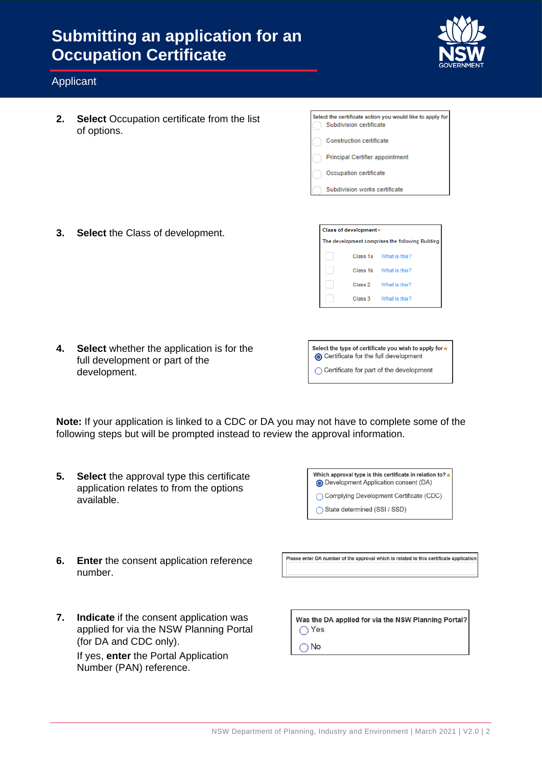# Submitting an application for an Occupation Certificate

Applicant

2. **Select** Occupation certificate from the list of options.

   Select the certificate action you would like to apply for
   - Subdivision certificate
   - Construction certificate
   - Principal Certifier appointment
   - Occupation certificate
   - Subdivision works certificate

3. **Select** the Class of development.

   Class of development *
   The development comprises the following Building
   - Class 1a What is this?
   - Class 1b What is this?
   - Class 2 What is this?
   - Class 3 What is this?

4. **Select** whether the application is for the full development or part of the development.

   Select the type of certificate you wish to apply for *
   - Certificate for the full development
   - Certificate for part of the development

**Note:** If your application is linked to a CDC or DA you may not have to complete some of the following steps but will be prompted instead to review the approval information.

5. **Select** the approval type this certificate application relates to from the options available.

   Which approval type is this certificate in relation to? *
   - Development Application consent (DA)
   - Complying Development Certificate (CDC)
   - State determined (SSI / SSD)

6. **Enter** the consent application reference number.

   Please enter DA number of the approval which is related to this certificate application

7. **Indicate** if the consent application was applied for via the NSW Planning Portal (for DA and CDC only).

   If yes, **enter** the Portal Application Number (PAN) reference.

   Was the DA applied for via the NSW Planning Portal?
   - Yes
   - No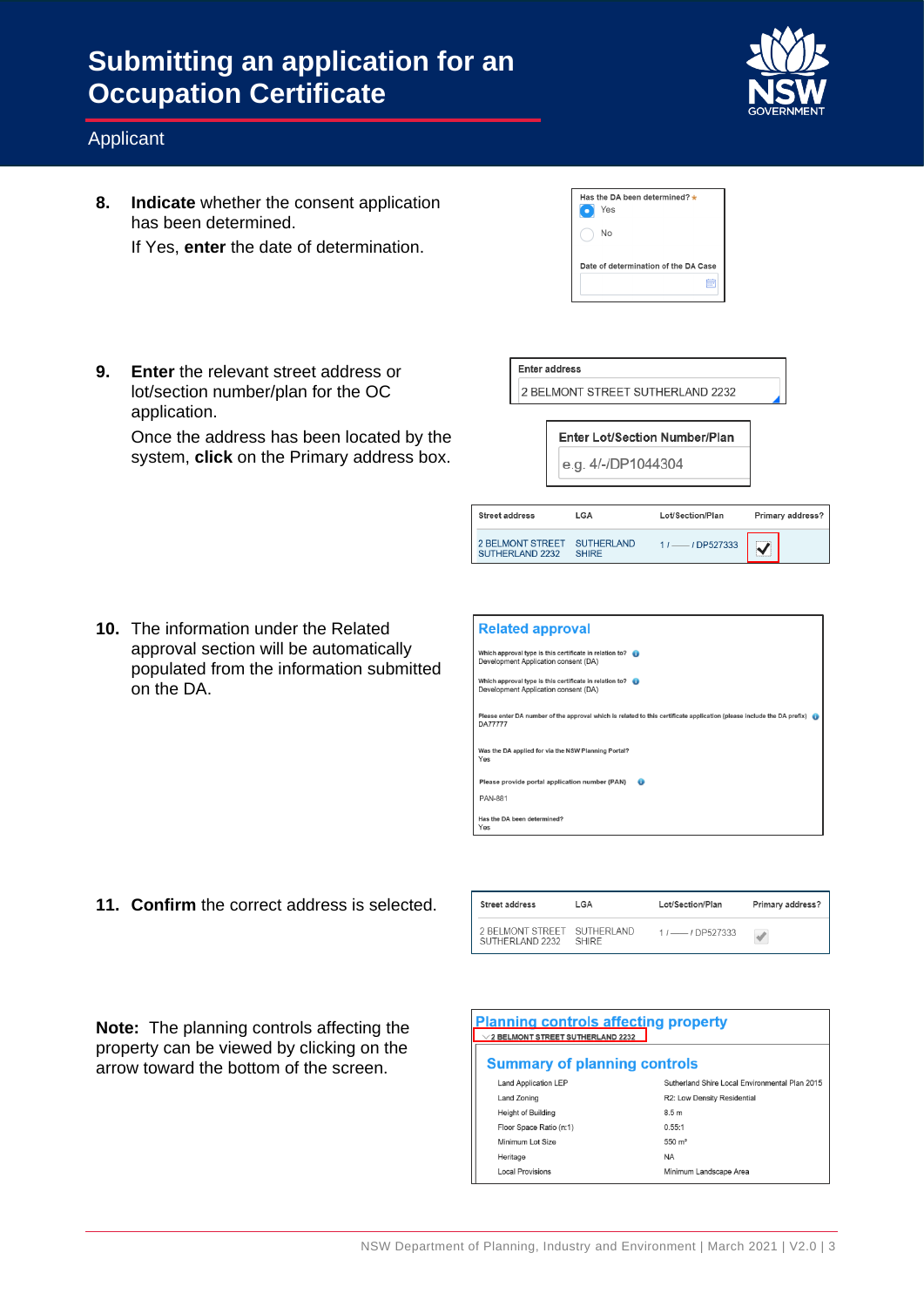# Submitting an application for an Occupation Certificate

Applicant

8. **Indicate** whether the consent application has been determined.

   If Yes, **enter** the date of determination.

   Has the DA been determined? *
   Yes
   No

   Date of determination of the DA Case

9. **Enter** the relevant street address or lot/section number/plan for the OC application.

   Once the address has been located by the system, **click** on the Primary address box.

   Enter address

   2 BELMONT STREET SUTHERLAND 2232

   Enter Lot/Section Number/Plan

   e.g. 4/-/DP1044304

   | Street address | LGA | Lot/Section/Plan | Primary address? |
   | --- | --- | --- | --- |
   | 2 BELMONT STREET SUTHERLAND 2232 | SUTHERLAND SHIRE | 1 / —— / DP527333 | ✓ |

10. The information under the Related approval section will be automatically populated from the information submitted on the DA.

    **Related approval**

    Which approval type is this certificate in relation to?
    Development Application consent (DA)

    Which approval type is this certificate in relation to?
    Development Application consent (DA)

    Please enter DA number of the approval which is related to this certificate application (please include the DA prefix)
    DA77777

    Was the DA applied for via the NSW Planning Portal?
    Yes

    Please provide portal application number (PAN)
    PAN-881

    Has the DA been determined?
    Yes

11. **Confirm** the correct address is selected.

    | Street address | LGA | Lot/Section/Plan | Primary address? |
    | --- | --- | --- | --- |
    | 2 BELMONT STREET SUTHERLAND 2232 | SUTHERLAND SHIRE | 1 / —— / DP527333 | ✓ |

**Note:** The planning controls affecting the property can be viewed by clicking on the arrow toward the bottom of the screen.

**Planning controls affecting property**

2 BELMONT STREET SUTHERLAND 2232

**Summary of planning controls**

| | |
| --- | --- |
| Land Application LEP | Sutherland Shire Local Environmental Plan 2015 |
| Land Zoning | R2: Low Density Residential |
| Height of Building | 8.5 m |
| Floor Space Ratio (n:1) | 0.55:1 |
| Minimum Lot Size | 550 m² |
| Heritage | NA |
| Local Provisions | Minimum Landscape Area |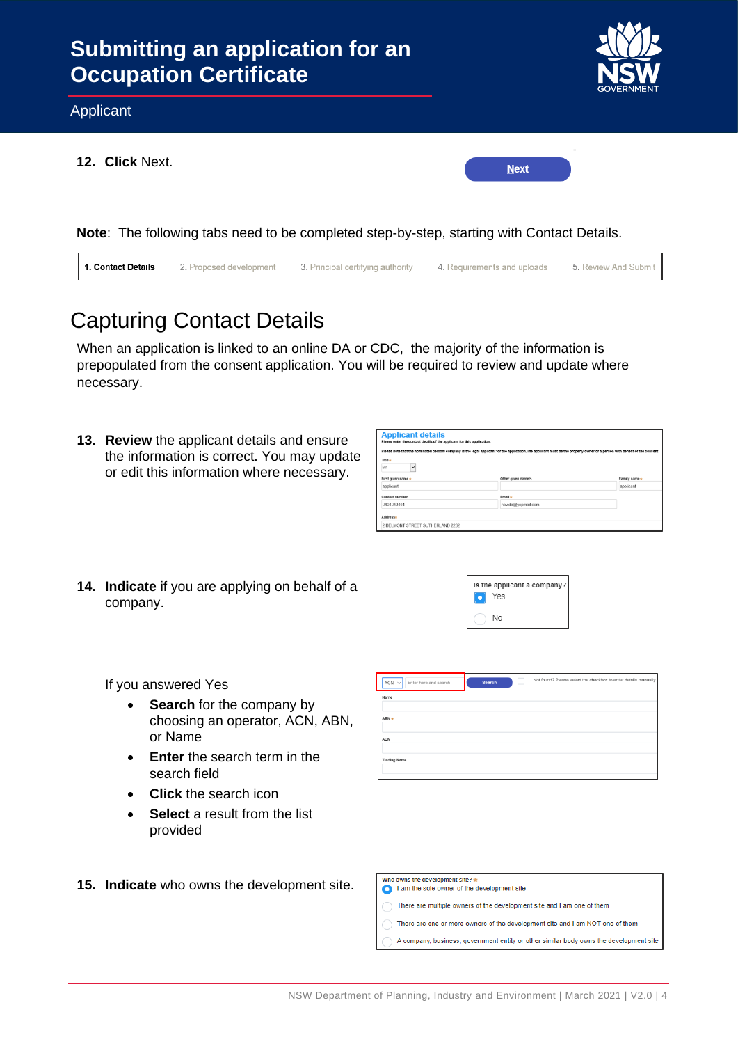12. **Click** Next.

**Note**: The following tabs need to be completed step-by-step, starting with Contact Details.

| 1. Contact Details | 2. Proposed development | 3. Principal certifying authority | 4. Requirements and uploads | 5. Review And Submit |
|---|---|---|---|---|

## Capturing Contact Details

When an application is linked to an online DA or CDC, the majority of the information is prepopulated from the consent application. You will be required to review and update where necessary.

13. **Review** the applicant details and ensure the information is correct. You may update or edit this information where necessary.

14. **Indicate** if you are applying on behalf of a company.

If you answered Yes

- **Search** for the company by choosing an operator, ACN, ABN, or Name
- **Enter** the search term in the search field
- **Click** the search icon
- **Select** a result from the list provided

15. **Indicate** who owns the development site.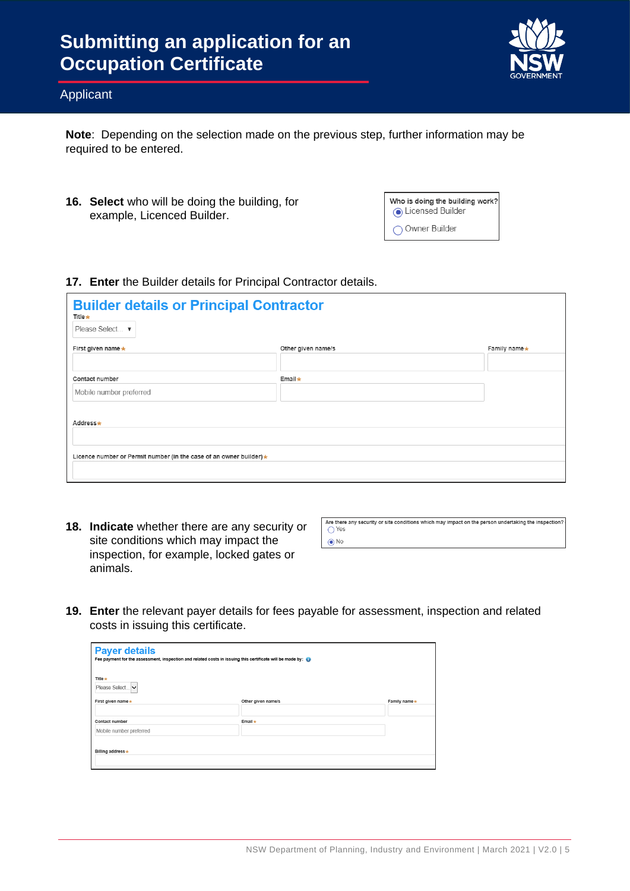# Submitting an application for an Occupation Certificate

## Applicant

**Note**: Depending on the selection made on the previous step, further information may be required to be entered.

16. **Select** who will be doing the building, for example, Licenced Builder.

Who is doing the building work?
- (•) Licensed Builder
- ( ) Owner Builder

17. **Enter** the Builder details for Principal Contractor details.

**Builder details or Principal Contractor**

Title* Please Select... ▼

First given name* | Other given name/s | Family name*

Contact number: Mobile number preferred | Email*

Address*

Licence number or Permit number (in the case of an owner builder)*

18. **Indicate** whether there are any security or site conditions which may impact the inspection, for example, locked gates or animals.

Are there any security or site conditions which may impact on the person undertaking the inspection?
- ( ) Yes
- (•) No

19. **Enter** the relevant payer details for fees payable for assessment, inspection and related costs in issuing this certificate.

**Payer details**

Fee payment for the assessment, inspection and related costs in issuing this certificate will be made by:

Title* Please Select...

First given name* | Other given name/s | Family name*

Contact number: Mobile number preferred | Email*

Billing address*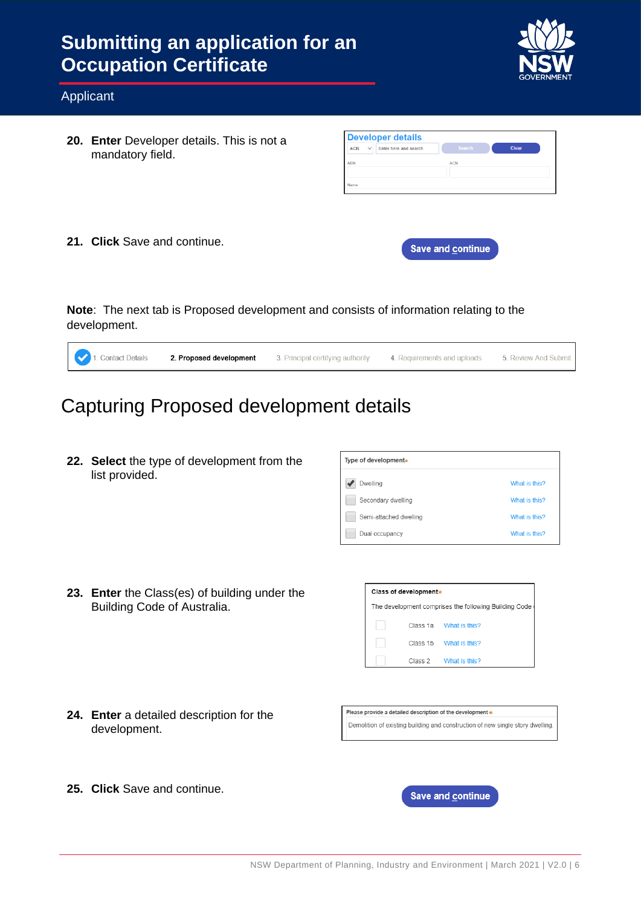# Submitting an application for an Occupation Certificate

Applicant

20. **Enter** Developer details. This is not a mandatory field.

21. **Click** Save and continue.

**Note**: The next tab is Proposed development and consists of information relating to the development.

## Capturing Proposed development details

22. **Select** the type of development from the list provided.

23. **Enter** the Class(es) of building under the Building Code of Australia.

24. **Enter** a detailed description for the development.

25. **Click** Save and continue.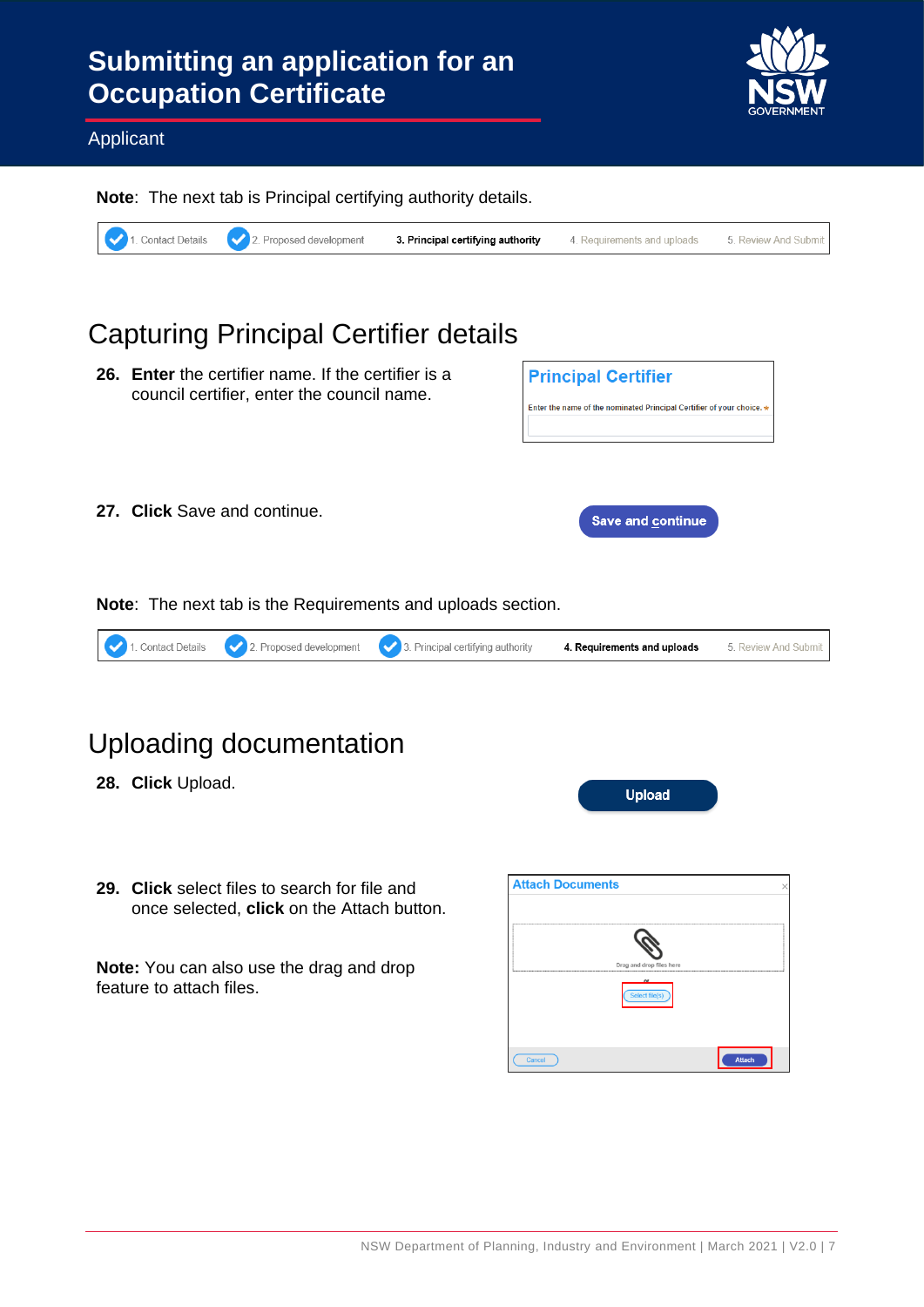**Note**: The next tab is Principal certifying authority details.

1. Contact Details 2. Proposed development **3. Principal certifying authority** 4. Requirements and uploads 5. Review And Submit

## Capturing Principal Certifier details

**26. Enter** the certifier name. If the certifier is a council certifier, enter the council name.

**Principal Certifier**

Enter the name of the nominated Principal Certifier of your choice. *

**27. Click** Save and continue.

Save and continue

**Note**: The next tab is the Requirements and uploads section.

1. Contact Details 2. Proposed development 3. Principal certifying authority **4. Requirements and uploads** 5. Review And Submit

## Uploading documentation

**28. Click** Upload.

Upload

**29. Click** select files to search for file and once selected, **click** on the Attach button.

**Note:** You can also use the drag and drop feature to attach files.

**Attach Documents**

Drag and drop files here

or

Select file(s)

Cancel Attach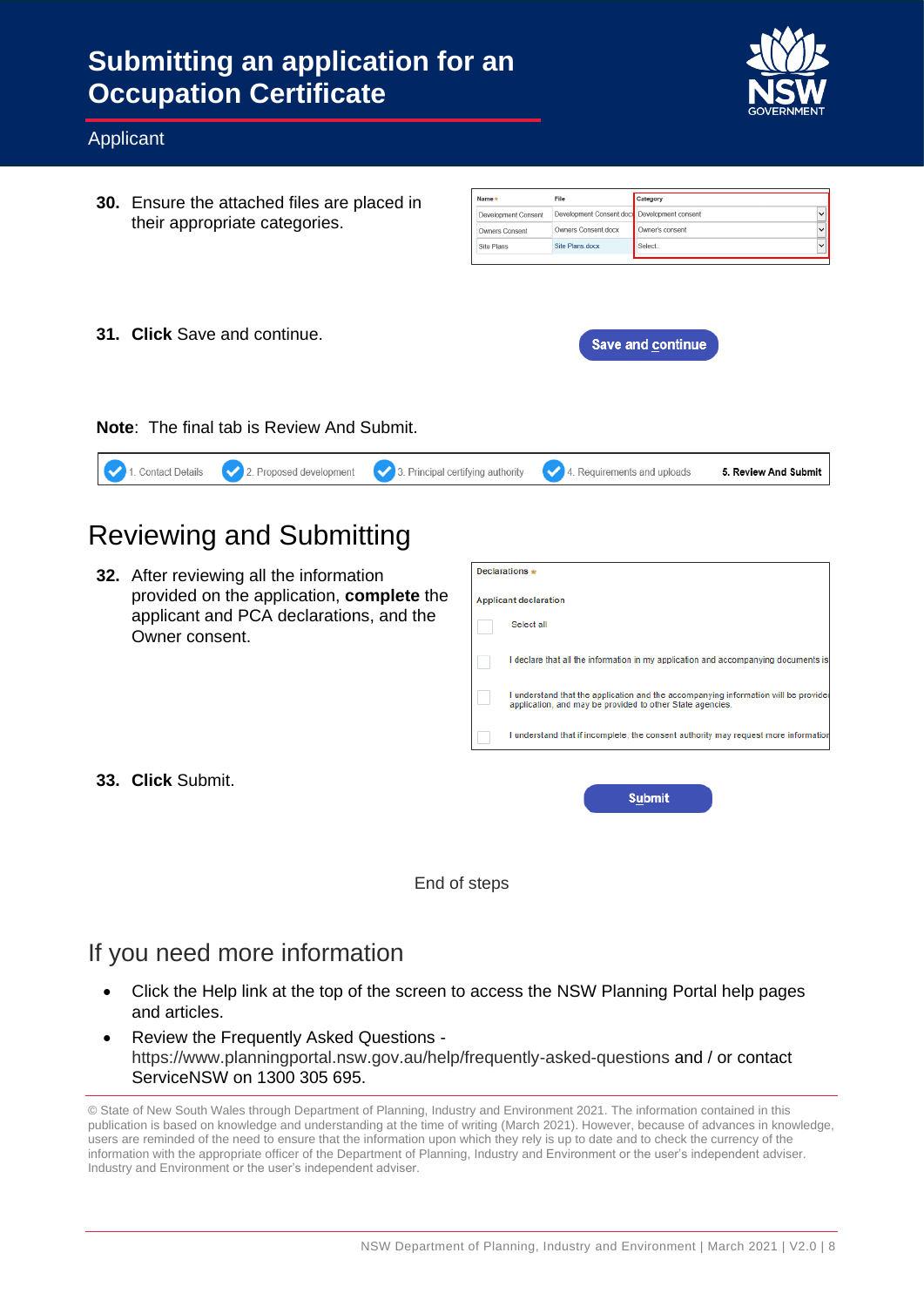# Submitting an application for an Occupation Certificate

Applicant

30. Ensure the attached files are placed in their appropriate categories.

| Name * | File | Category |
| --- | --- | --- |
| Development Consent | Development Consent.docx | Development consent |
| Owners Consent | Owners Consent.docx | Owner's consent |
| Site Plans | Site Plans.docx | Select.. |

31. **Click** Save and continue.

Save and continue

**Note**: The final tab is Review And Submit.

1. Contact Details | 2. Proposed development | 3. Principal certifying authority | 4. Requirements and uploads | **5. Review And Submit**

## Reviewing and Submitting

32. After reviewing all the information provided on the application, **complete** the applicant and PCA declarations, and the Owner consent.

Declarations *

Applicant declaration

- Select all
- I declare that all the information in my application and accompanying documents is
- I understand that the application and the accompanying information will be provided application, and may be provided to other State agencies.
- I understand that if incomplete, the consent authority may request more information

33. **Click** Submit.

Submit

End of steps

## If you need more information

- Click the Help link at the top of the screen to access the NSW Planning Portal help pages and articles.
- Review the Frequently Asked Questions - https://www.planningportal.nsw.gov.au/help/frequently-asked-questions and / or contact ServiceNSW on 1300 305 695.

© State of New South Wales through Department of Planning, Industry and Environment 2021. The information contained in this publication is based on knowledge and understanding at the time of writing (March 2021). However, because of advances in knowledge, users are reminded of the need to ensure that the information upon which they rely is up to date and to check the currency of the information with the appropriate officer of the Department of Planning, Industry and Environment or the user's independent adviser. Industry and Environment or the user's independent adviser.